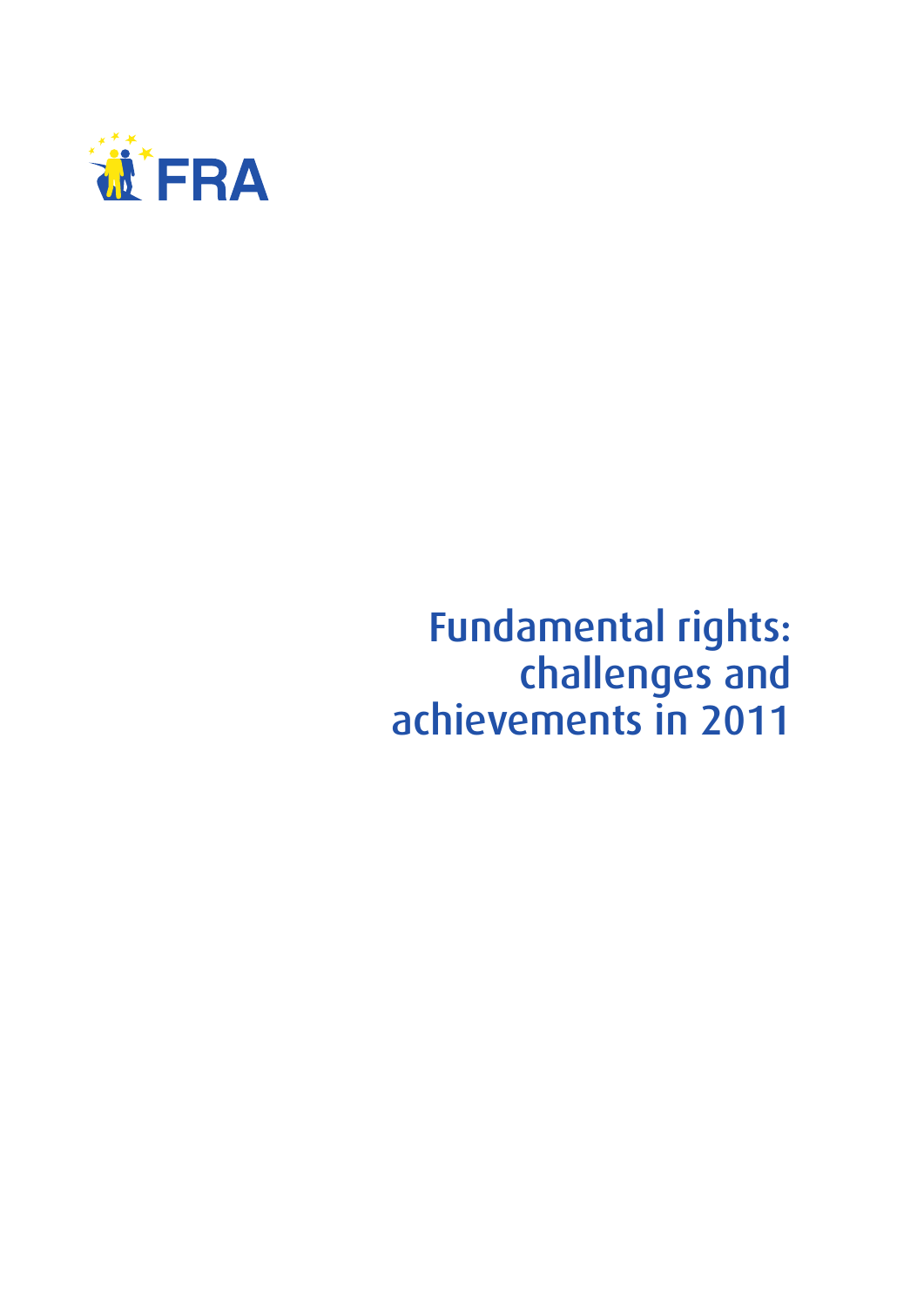FRA

# Fundamental rights: challenges and achievements in 2011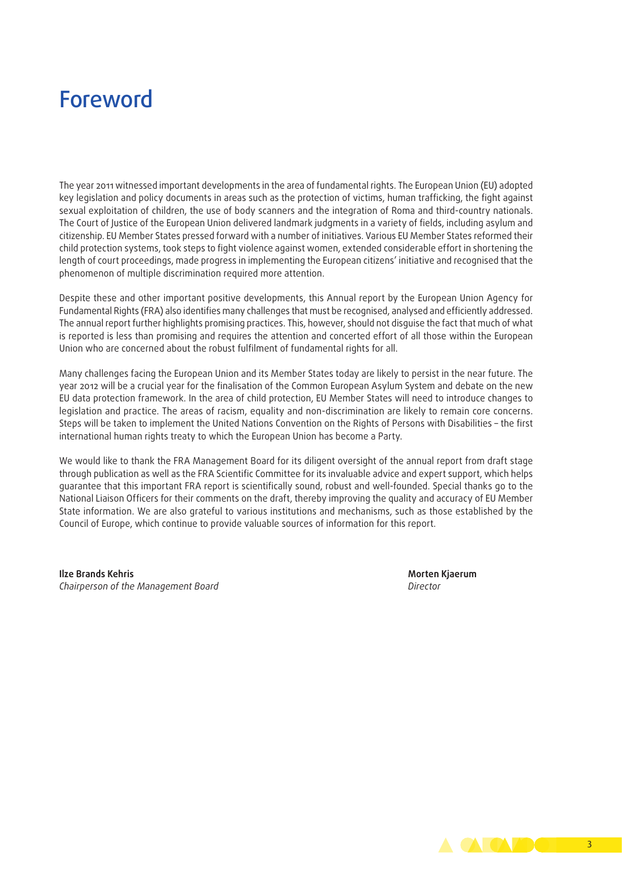# Foreword

The year 2011 witnessed important developments in the area of fundamental rights. The European Union (EU) adopted key legislation and policy documents in areas such as the protection of victims, human trafficking, the fight against sexual exploitation of children, the use of body scanners and the integration of Roma and third-country nationals. The Court of Justice of the European Union delivered landmark judgments in a variety of fields, including asylum and citizenship. EU Member States pressed forward with a number of initiatives. Various EU Member States reformed their child protection systems, took steps to fight violence against women, extended considerable effort in shortening the length of court proceedings, made progress in implementing the European citizens' initiative and recognised that the phenomenon of multiple discrimination required more attention.

Despite these and other important positive developments, this Annual report by the European Union Agency for Fundamental Rights (FRA) also identifies many challenges that must be recognised, analysed and efficiently addressed. The annual report further highlights promising practices. This, however, should not disguise the fact that much of what is reported is less than promising and requires the attention and concerted effort of all those within the European Union who are concerned about the robust fulfilment of fundamental rights for all.

Many challenges facing the European Union and its Member States today are likely to persist in the near future. The year 2012 will be a crucial year for the finalisation of the Common European Asylum System and debate on the new EU data protection framework. In the area of child protection, EU Member States will need to introduce changes to legislation and practice. The areas of racism, equality and non-discrimination are likely to remain core concerns. Steps will be taken to implement the United Nations Convention on the Rights of Persons with Disabilities – the first international human rights treaty to which the European Union has become a Party.

We would like to thank the FRA Management Board for its diligent oversight of the annual report from draft stage through publication as well as the FRA Scientific Committee for its invaluable advice and expert support, which helps guarantee that this important FRA report is scientifically sound, robust and well-founded. Special thanks go to the National Liaison Officers for their comments on the draft, thereby improving the quality and accuracy of EU Member State information. We are also grateful to various institutions and mechanisms, such as those established by the Council of Europe, which continue to provide valuable sources of information for this report.

**Ilze Brands Kehris**
*Chairperson of the Management Board*

**Morten Kjaerum**
*Director*